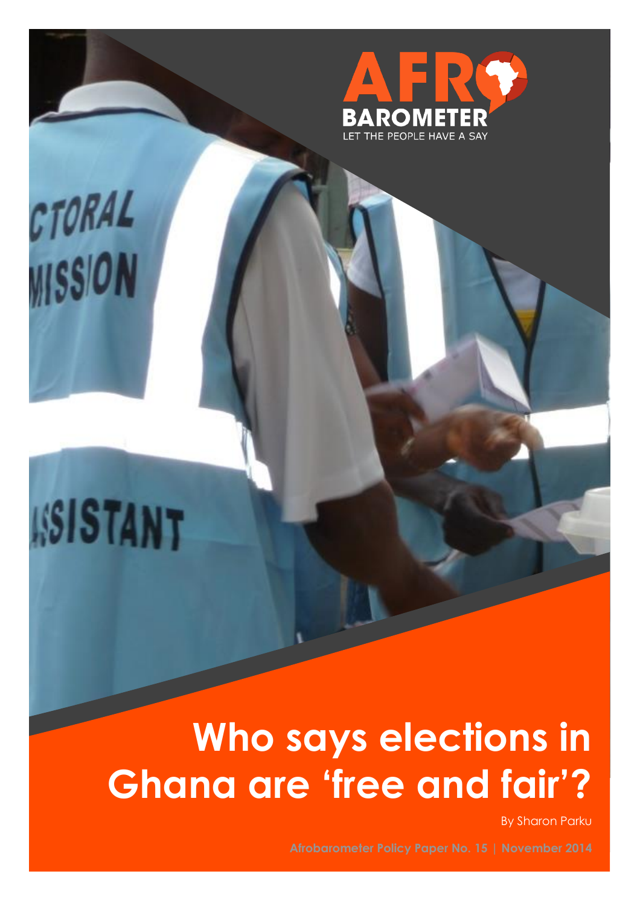AFRO BAROMETER

LET THE PEOPLE HAVE A SAY

# Who says elections in Ghana are 'free and fair'?

By Sharon Parku

Afrobarometer Policy Paper No. 15 | November 2014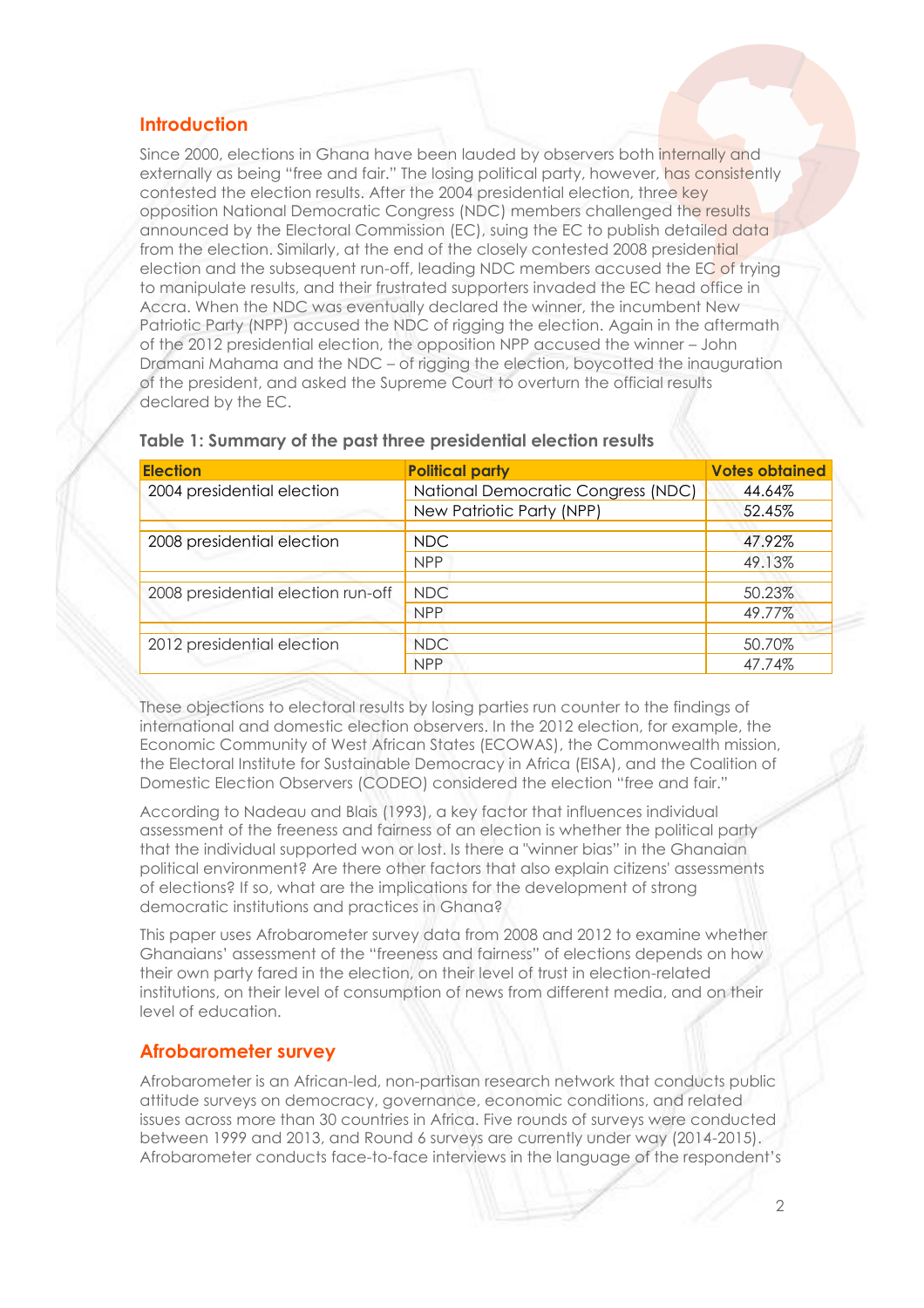## Introduction

Since 2000, elections in Ghana have been lauded by observers both internally and externally as being "free and fair." The losing political party, however, has consistently contested the election results. After the 2004 presidential election, three key opposition National Democratic Congress (NDC) members challenged the results announced by the Electoral Commission (EC), suing the EC to publish detailed data from the election. Similarly, at the end of the closely contested 2008 presidential election and the subsequent run-off, leading NDC members accused the EC of trying to manipulate results, and their frustrated supporters invaded the EC head office in Accra. When the NDC was eventually declared the winner, the incumbent New Patriotic Party (NPP) accused the NDC of rigging the election. Again in the aftermath of the 2012 presidential election, the opposition NPP accused the winner – John Dramani Mahama and the NDC – of rigging the election, boycotted the inauguration of the president, and asked the Supreme Court to overturn the official results declared by the EC.

**Table 1: Summary of the past three presidential election results**

| Election | Political party | Votes obtained |
|---|---|---|
| 2004 presidential election | National Democratic Congress (NDC) | 44.64% |
| | New Patriotic Party (NPP) | 52.45% |
| 2008 presidential election | NDC | 47.92% |
| | NPP | 49.13% |
| 2008 presidential election run-off | NDC | 50.23% |
| | NPP | 49.77% |
| 2012 presidential election | NDC | 50.70% |
| | NPP | 47.74% |

These objections to electoral results by losing parties run counter to the findings of international and domestic election observers. In the 2012 election, for example, the Economic Community of West African States (ECOWAS), the Commonwealth mission, the Electoral Institute for Sustainable Democracy in Africa (EISA), and the Coalition of Domestic Election Observers (CODEO) considered the election "free and fair."

According to Nadeau and Blais (1993), a key factor that influences individual assessment of the freeness and fairness of an election is whether the political party that the individual supported won or lost. Is there a "winner bias" in the Ghanaian political environment? Are there other factors that also explain citizens' assessments of elections? If so, what are the implications for the development of strong democratic institutions and practices in Ghana?

This paper uses Afrobarometer survey data from 2008 and 2012 to examine whether Ghanaians' assessment of the "freeness and fairness" of elections depends on how their own party fared in the election, on their level of trust in election-related institutions, on their level of consumption of news from different media, and on their level of education.

## Afrobarometer survey

Afrobarometer is an African-led, non-partisan research network that conducts public attitude surveys on democracy, governance, economic conditions, and related issues across more than 30 countries in Africa. Five rounds of surveys were conducted between 1999 and 2013, and Round 6 surveys are currently under way (2014-2015). Afrobarometer conducts face-to-face interviews in the language of the respondent's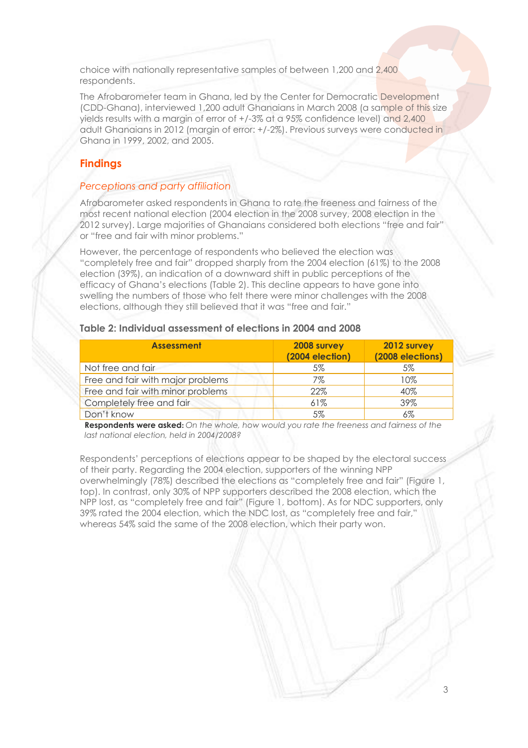choice with nationally representative samples of between 1,200 and 2,400 respondents.

The Afrobarometer team in Ghana, led by the Center for Democratic Development (CDD-Ghana), interviewed 1,200 adult Ghanaians in March 2008 (a sample of this size yields results with a margin of error of +/-3% at a 95% confidence level) and 2,400 adult Ghanaians in 2012 (margin of error: +/-2%). Previous surveys were conducted in Ghana in 1999, 2002, and 2005.

## Findings

### *Perceptions and party affiliation*

Afrobarometer asked respondents in Ghana to rate the freeness and fairness of the most recent national election (2004 election in the 2008 survey, 2008 election in the 2012 survey). Large majorities of Ghanaians considered both elections "free and fair" or "free and fair with minor problems."

However, the percentage of respondents who believed the election was "completely free and fair" dropped sharply from the 2004 election (61%) to the 2008 election (39%), an indication of a downward shift in public perceptions of the efficacy of Ghana's elections (Table 2). This decline appears to have gone into swelling the numbers of those who felt there were minor challenges with the 2008 elections, although they still believed that it was "free and fair."

**Table 2: Individual assessment of elections in 2004 and 2008**

| Assessment | 2008 survey (2004 election) | 2012 survey (2008 elections) |
|---|---|---|
| Not free and fair | 5% | 5% |
| Free and fair with major problems | 7% | 10% |
| Free and fair with minor problems | 22% | 40% |
| Completely free and fair | 61% | 39% |
| Don't know | 5% | 6% |

**Respondents were asked:** *On the whole, how would you rate the freeness and fairness of the last national election, held in 2004/2008?*

Respondents' perceptions of elections appear to be shaped by the electoral success of their party. Regarding the 2004 election, supporters of the winning NPP overwhelmingly (78%) described the elections as "completely free and fair" (Figure 1, top). In contrast, only 30% of NPP supporters described the 2008 election, which the NPP lost, as "completely free and fair" (Figure 1, bottom). As for NDC supporters, only 39% rated the 2004 election, which the NDC lost, as "completely free and fair," whereas 54% said the same of the 2008 election, which their party won.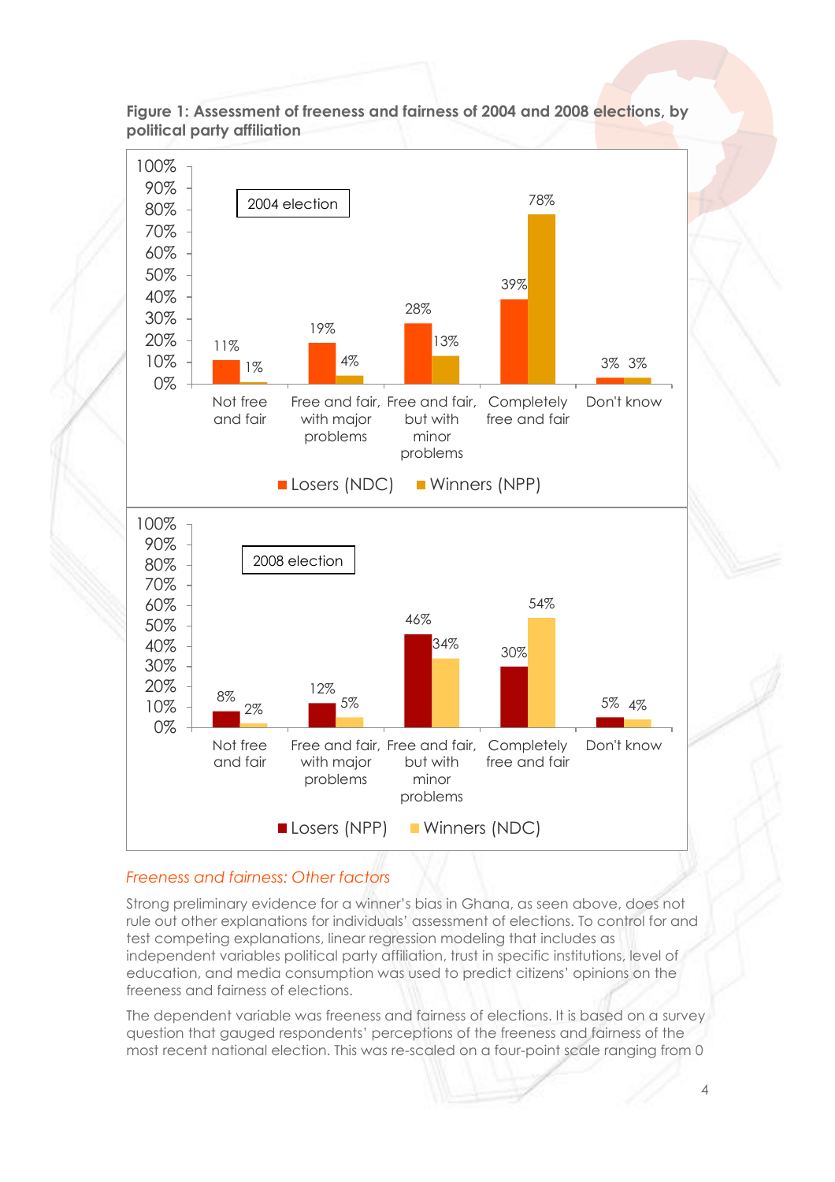**Figure 1: Assessment of freeness and fairness of 2004 and 2008 elections, by political party affiliation**

**2004 election**

| | Losers (NDC) | Winners (NPP) |
|---|---|---|
| Not free and fair | 11% | 1% |
| Free and fair, with major problems | 19% | 4% |
| Free and fair, but with minor problems | 28% | 13% |
| Completely free and fair | 39% | 78% |
| Don't know | 3% | 3% |

**2008 election**

| | Losers (NPP) | Winners (NDC) |
|---|---|---|
| Not free and fair | 8% | 2% |
| Free and fair, with major problems | 12% | 5% |
| Free and fair, but with minor problems | 46% | 34% |
| Completely free and fair | 30% | 54% |
| Don't know | 5% | 4% |

### *Freeness and fairness: Other factors*

Strong preliminary evidence for a winner's bias in Ghana, as seen above, does not rule out other explanations for individuals' assessment of elections. To control for and test competing explanations, linear regression modeling that includes as independent variables political party affiliation, trust in specific institutions, level of education, and media consumption was used to predict citizens' opinions on the freeness and fairness of elections.

The dependent variable was freeness and fairness of elections. It is based on a survey question that gauged respondents' perceptions of the freeness and fairness of the most recent national election. This was re-scaled on a four-point scale ranging from 0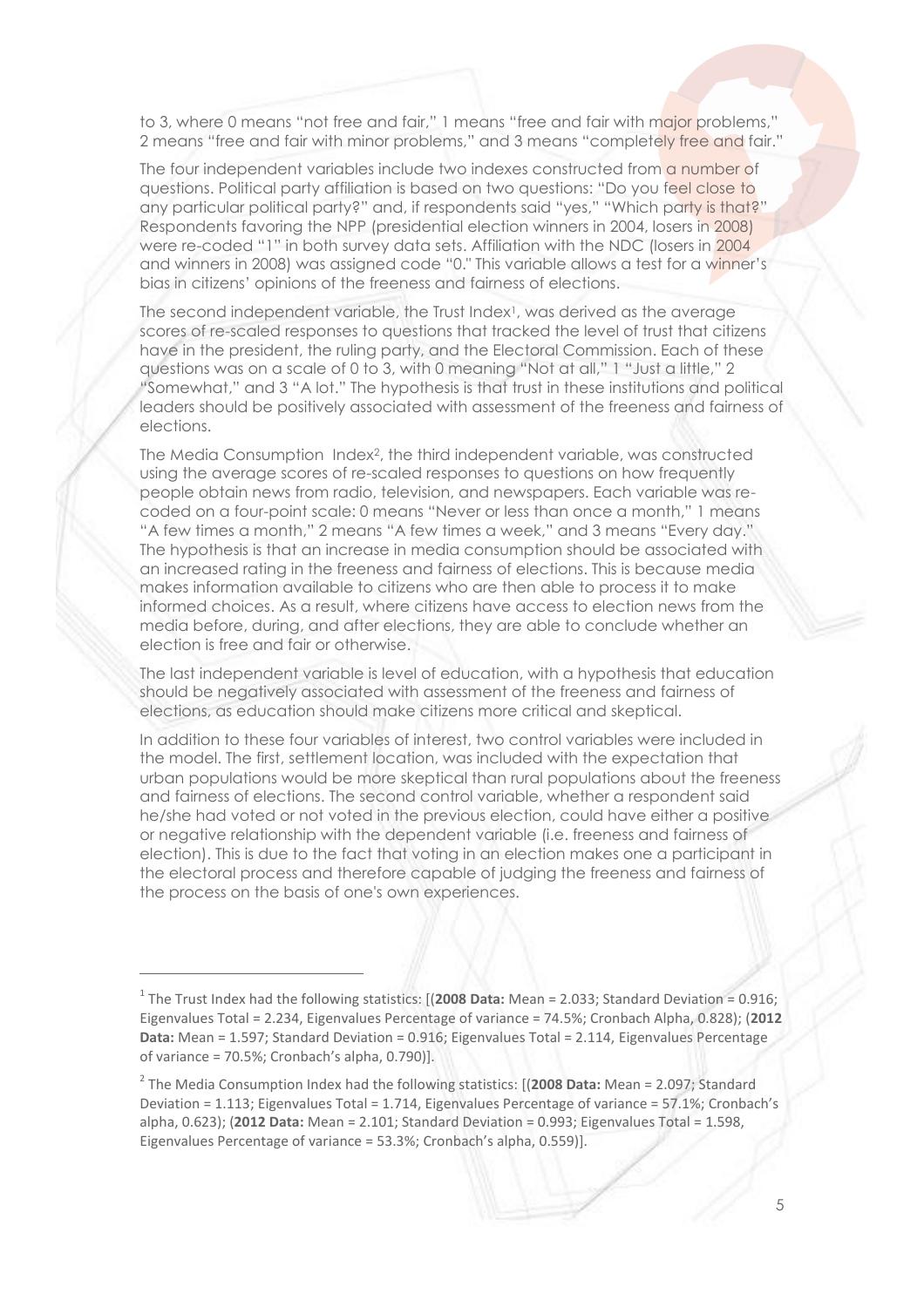to 3, where 0 means "not free and fair," 1 means "free and fair with major problems," 2 means "free and fair with minor problems," and 3 means "completely free and fair."

The four independent variables include two indexes constructed from a number of questions. Political party affiliation is based on two questions: "Do you feel close to any particular political party?" and, if respondents said "yes," "Which party is that?" Respondents favoring the NPP (presidential election winners in 2004, losers in 2008) were re-coded "1" in both survey data sets. Affiliation with the NDC (losers in 2004 and winners in 2008) was assigned code "0." This variable allows a test for a winner's bias in citizens' opinions of the freeness and fairness of elections.

The second independent variable, the Trust Index[1], was derived as the average scores of re-scaled responses to questions that tracked the level of trust that citizens have in the president, the ruling party, and the Electoral Commission. Each of these questions was on a scale of 0 to 3, with 0 meaning "Not at all," 1 "Just a little," 2 "Somewhat," and 3 "A lot." The hypothesis is that trust in these institutions and political leaders should be positively associated with assessment of the freeness and fairness of elections.

The Media Consumption Index[2], the third independent variable, was constructed using the average scores of re-scaled responses to questions on how frequently people obtain news from radio, television, and newspapers. Each variable was re-coded on a four-point scale: 0 means "Never or less than once a month," 1 means "A few times a month," 2 means "A few times a week," and 3 means "Every day." The hypothesis is that an increase in media consumption should be associated with an increased rating in the freeness and fairness of elections. This is because media makes information available to citizens who are then able to process it to make informed choices. As a result, where citizens have access to election news from the media before, during, and after elections, they are able to conclude whether an election is free and fair or otherwise.

The last independent variable is level of education, with a hypothesis that education should be negatively associated with assessment of the freeness and fairness of elections, as education should make citizens more critical and skeptical.

In addition to these four variables of interest, two control variables were included in the model. The first, settlement location, was included with the expectation that urban populations would be more skeptical than rural populations about the freeness and fairness of elections. The second control variable, whether a respondent said he/she had voted or not voted in the previous election, could have either a positive or negative relationship with the dependent variable (i.e. freeness and fairness of election). This is due to the fact that voting in an election makes one a participant in the electoral process and therefore capable of judging the freeness and fairness of the process on the basis of one's own experiences.

---

[1] The Trust Index had the following statistics: [(**2008 Data:** Mean = 2.033; Standard Deviation = 0.916; Eigenvalues Total = 2.234, Eigenvalues Percentage of variance = 74.5%; Cronbach Alpha, 0.828); (**2012 Data:** Mean = 1.597; Standard Deviation = 0.916; Eigenvalues Total = 2.114, Eigenvalues Percentage of variance = 70.5%; Cronbach's alpha, 0.790)].

[2] The Media Consumption Index had the following statistics: [(**2008 Data:** Mean = 2.097; Standard Deviation = 1.113; Eigenvalues Total = 1.714, Eigenvalues Percentage of variance = 57.1%; Cronbach's alpha, 0.623); (**2012 Data:** Mean = 2.101; Standard Deviation = 0.993; Eigenvalues Total = 1.598, Eigenvalues Percentage of variance = 53.3%; Cronbach's alpha, 0.559)].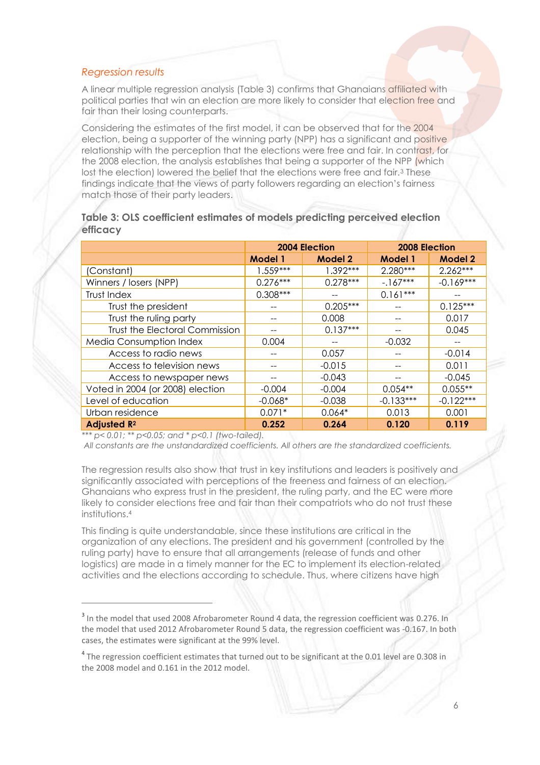*Regression results*

A linear multiple regression analysis (Table 3) confirms that Ghanaians affiliated with political parties that win an election are more likely to consider that election free and fair than their losing counterparts.

Considering the estimates of the first model, it can be observed that for the 2004 election, being a supporter of the winning party (NPP) has a significant and positive relationship with the perception that the elections were free and fair. In contrast, for the 2008 election, the analysis establishes that being a supporter of the NPP (which lost the election) lowered the belief that the elections were free and fair.[3] These findings indicate that the views of party followers regarding an election's fairness match those of their party leaders.

**Table 3: OLS coefficient estimates of models predicting perceived election efficacy**

| | 2004 Election | | 2008 Election | |
|---|---|---|---|---|
| | **Model 1** | **Model 2** | **Model 1** | **Model 2** |
| (Constant) | 1.559*** | 1.392*** | 2.280*** | 2.262*** |
| Winners / losers (NPP) | 0.276*** | 0.278*** | -.167*** | -0.169*** |
| Trust Index | 0.308*** | -- | 0.161*** | -- |
| Trust the president | -- | 0.205*** | -- | 0.125*** |
| Trust the ruling party | -- | 0.008 | -- | 0.017 |
| Trust the Electoral Commission | -- | 0.137*** | -- | 0.045 |
| Media Consumption Index | 0.004 | -- | -0.032 | -- |
| Access to radio news | -- | 0.057 | -- | -0.014 |
| Access to television news | -- | -0.015 | -- | 0.011 |
| Access to newspaper news | -- | -0.043 | -- | -0.045 |
| Voted in 2004 (or 2008) election | -0.004 | -0.004 | 0.054** | 0.055** |
| Level of education | -0.068* | -0.038 | -0.133*** | -0.122*** |
| Urban residence | 0.071* | 0.064* | 0.013 | 0.001 |
| **Adjusted $R^2$** | **0.252** | **0.264** | **0.120** | **0.119** |

*\*\*\* $p< 0.01$; \*\* $p<0.05$; and \* $p<0.1$ (two-tailed).*
*All constants are the unstandardized coefficients. All others are the standardized coefficients.*

The regression results also show that trust in key institutions and leaders is positively and significantly associated with perceptions of the freeness and fairness of an election. Ghanaians who express trust in the president, the ruling party, and the EC were more likely to consider elections free and fair than their compatriots who do not trust these institutions.[4]

This finding is quite understandable, since these institutions are critical in the organization of any elections. The president and his government (controlled by the ruling party) have to ensure that all arrangements (release of funds and other logistics) are made in a timely manner for the EC to implement its election-related activities and the elections according to schedule. Thus, where citizens have high

---

[3] In the model that used 2008 Afrobarometer Round 4 data, the regression coefficient was 0.276. In the model that used 2012 Afrobarometer Round 5 data, the regression coefficient was -0.167. In both cases, the estimates were significant at the 99% level.

[4] The regression coefficient estimates that turned out to be significant at the 0.01 level are 0.308 in the 2008 model and 0.161 in the 2012 model.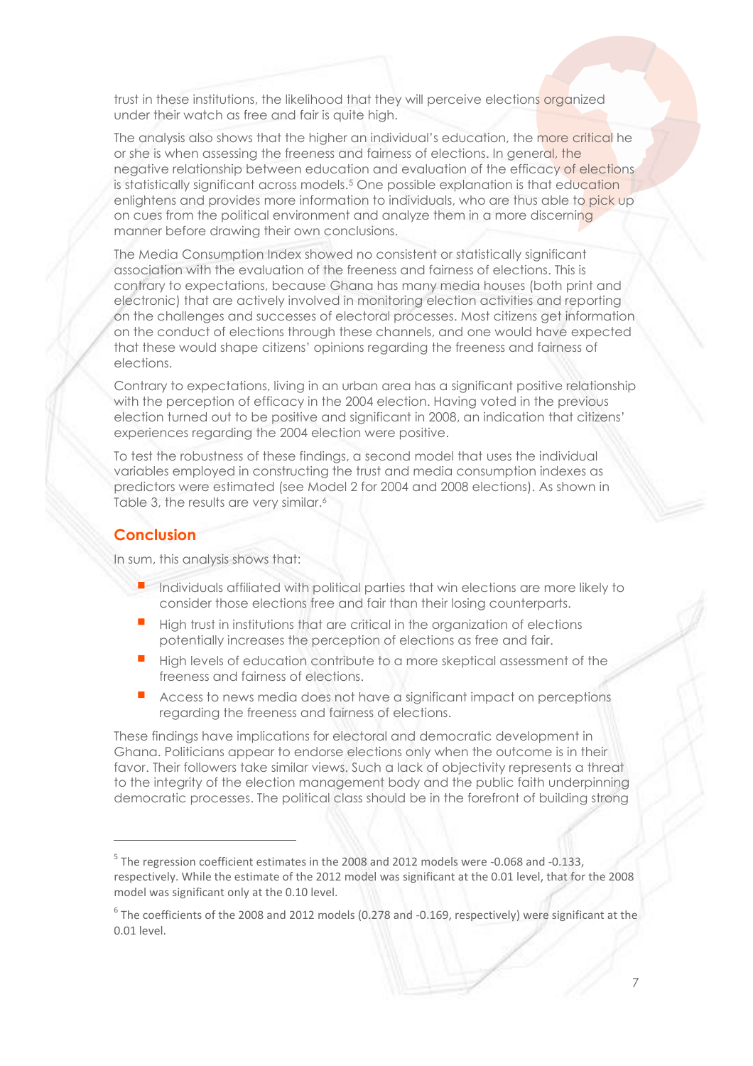trust in these institutions, the likelihood that they will perceive elections organized under their watch as free and fair is quite high.

The analysis also shows that the higher an individual's education, the more critical he or she is when assessing the freeness and fairness of elections. In general, the negative relationship between education and evaluation of the efficacy of elections is statistically significant across models.[5] One possible explanation is that education enlightens and provides more information to individuals, who are thus able to pick up on cues from the political environment and analyze them in a more discerning manner before drawing their own conclusions.

The Media Consumption Index showed no consistent or statistically significant association with the evaluation of the freeness and fairness of elections. This is contrary to expectations, because Ghana has many media houses (both print and electronic) that are actively involved in monitoring election activities and reporting on the challenges and successes of electoral processes. Most citizens get information on the conduct of elections through these channels, and one would have expected that these would shape citizens' opinions regarding the freeness and fairness of elections.

Contrary to expectations, living in an urban area has a significant positive relationship with the perception of efficacy in the 2004 election. Having voted in the previous election turned out to be positive and significant in 2008, an indication that citizens' experiences regarding the 2004 election were positive.

To test the robustness of these findings, a second model that uses the individual variables employed in constructing the trust and media consumption indexes as predictors were estimated (see Model 2 for 2004 and 2008 elections). As shown in Table 3, the results are very similar.[6]

## Conclusion

In sum, this analysis shows that:

- Individuals affiliated with political parties that win elections are more likely to consider those elections free and fair than their losing counterparts.
- High trust in institutions that are critical in the organization of elections potentially increases the perception of elections as free and fair.
- High levels of education contribute to a more skeptical assessment of the freeness and fairness of elections.
- Access to news media does not have a significant impact on perceptions regarding the freeness and fairness of elections.

These findings have implications for electoral and democratic development in Ghana. Politicians appear to endorse elections only when the outcome is in their favor. Their followers take similar views. Such a lack of objectivity represents a threat to the integrity of the election management body and the public faith underpinning democratic processes. The political class should be in the forefront of building strong

---

[5] The regression coefficient estimates in the 2008 and 2012 models were -0.068 and -0.133, respectively. While the estimate of the 2012 model was significant at the 0.01 level, that for the 2008 model was significant only at the 0.10 level.

[6] The coefficients of the 2008 and 2012 models (0.278 and -0.169, respectively) were significant at the 0.01 level.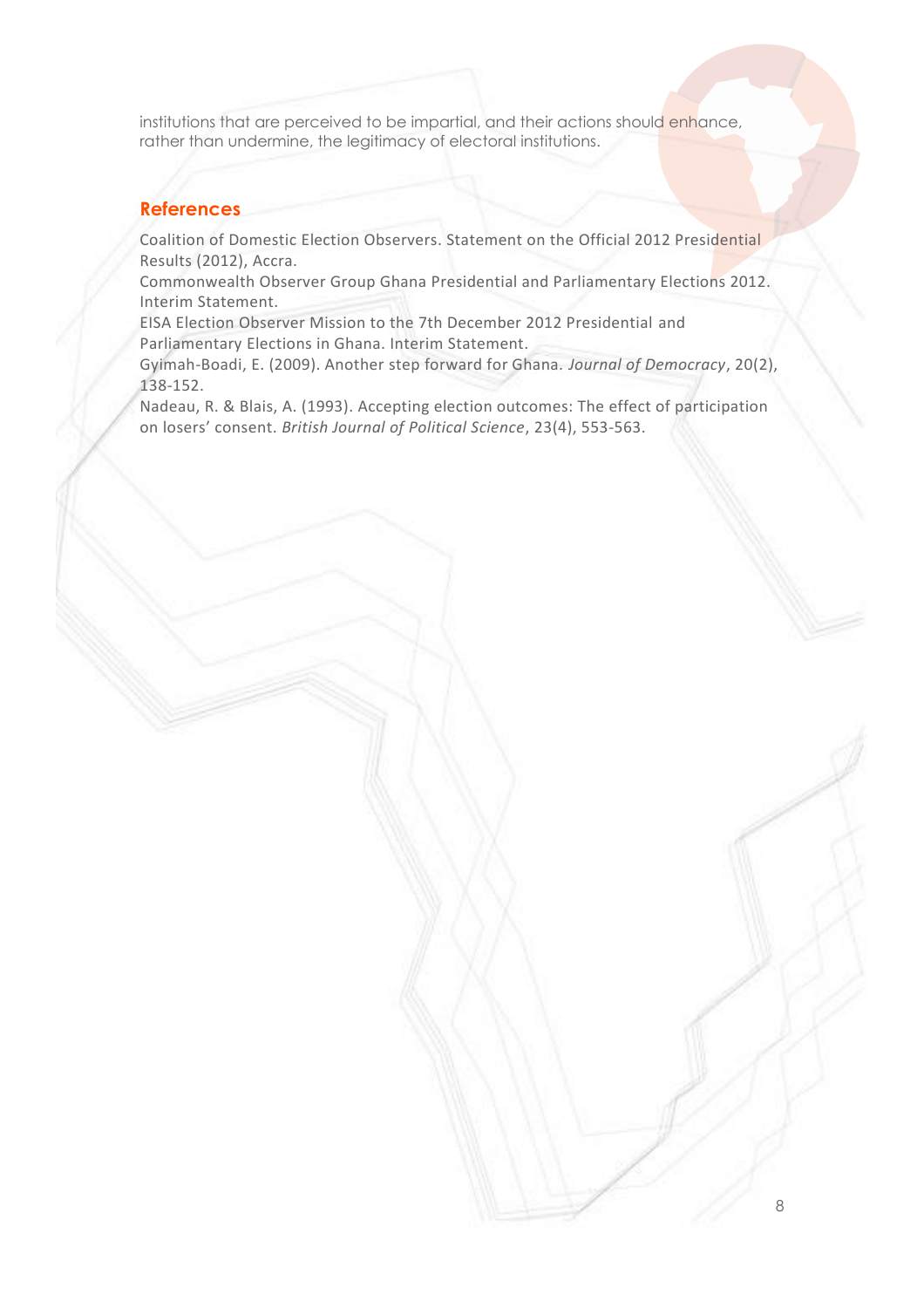institutions that are perceived to be impartial, and their actions should enhance, rather than undermine, the legitimacy of electoral institutions.

## References

Coalition of Domestic Election Observers. Statement on the Official 2012 Presidential Results (2012), Accra.

Commonwealth Observer Group Ghana Presidential and Parliamentary Elections 2012. Interim Statement.

EISA Election Observer Mission to the 7th December 2012 Presidential and Parliamentary Elections in Ghana. Interim Statement.

Gyimah-Boadi, E. (2009). Another step forward for Ghana. *Journal of Democracy*, 20(2), 138-152.

Nadeau, R. & Blais, A. (1993). Accepting election outcomes: The effect of participation on losers' consent. *British Journal of Political Science*, 23(4), 553-563.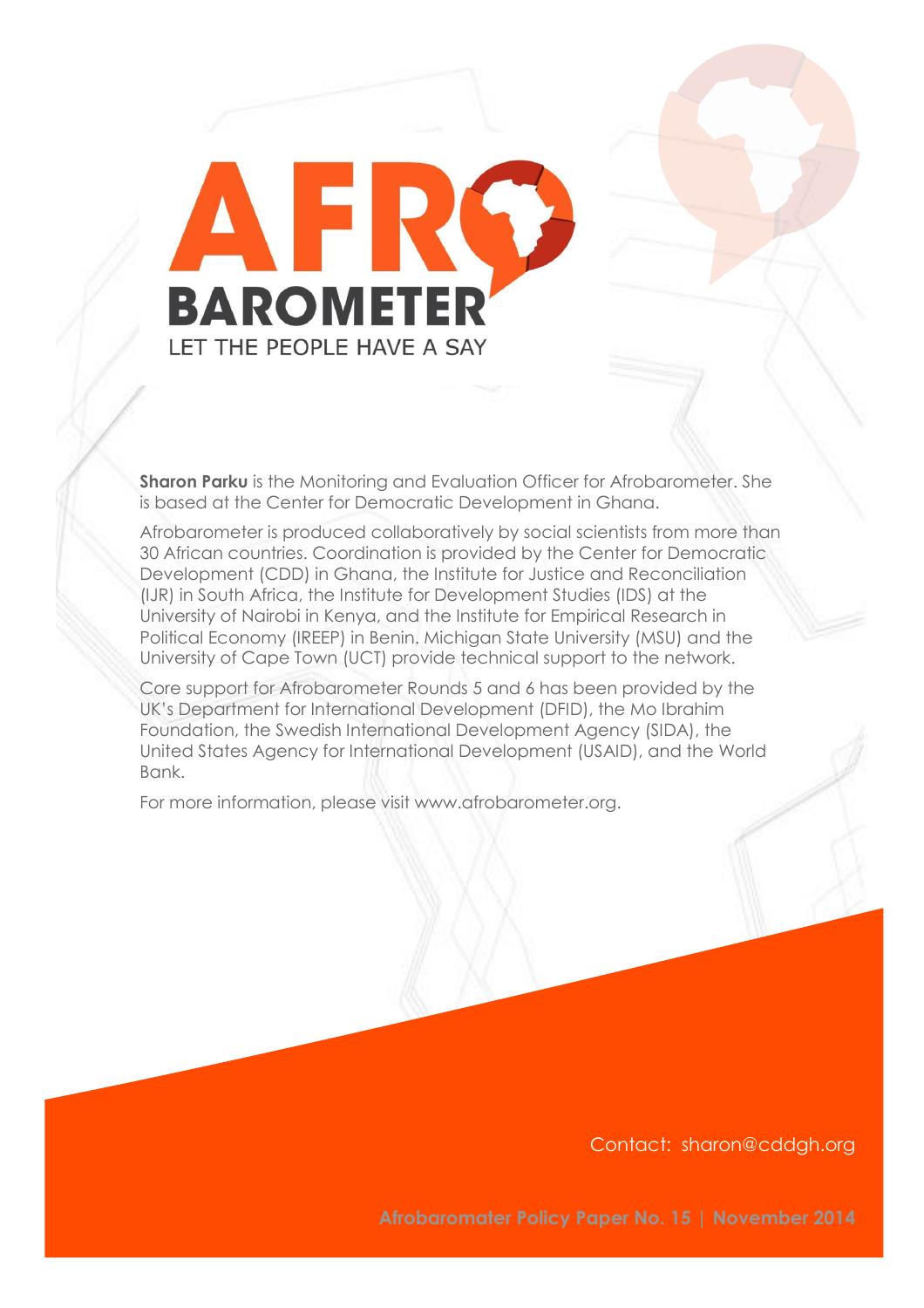AFRO BAROMETER

LET THE PEOPLE HAVE A SAY

**Sharon Parku** is the Monitoring and Evaluation Officer for Afrobarometer. She is based at the Center for Democratic Development in Ghana.

Afrobarometer is produced collaboratively by social scientists from more than 30 African countries. Coordination is provided by the Center for Democratic Development (CDD) in Ghana, the Institute for Justice and Reconciliation (IJR) in South Africa, the Institute for Development Studies (IDS) at the University of Nairobi in Kenya, and the Institute for Empirical Research in Political Economy (IREEP) in Benin. Michigan State University (MSU) and the University of Cape Town (UCT) provide technical support to the network.

Core support for Afrobarometer Rounds 5 and 6 has been provided by the UK's Department for International Development (DFID), the Mo Ibrahim Foundation, the Swedish International Development Agency (SIDA), the United States Agency for International Development (USAID), and the World Bank.

For more information, please visit www.afrobarometer.org.

Contact: sharon@cddgh.org

**Afrobaromater Policy Paper No. 15 | November 2014**